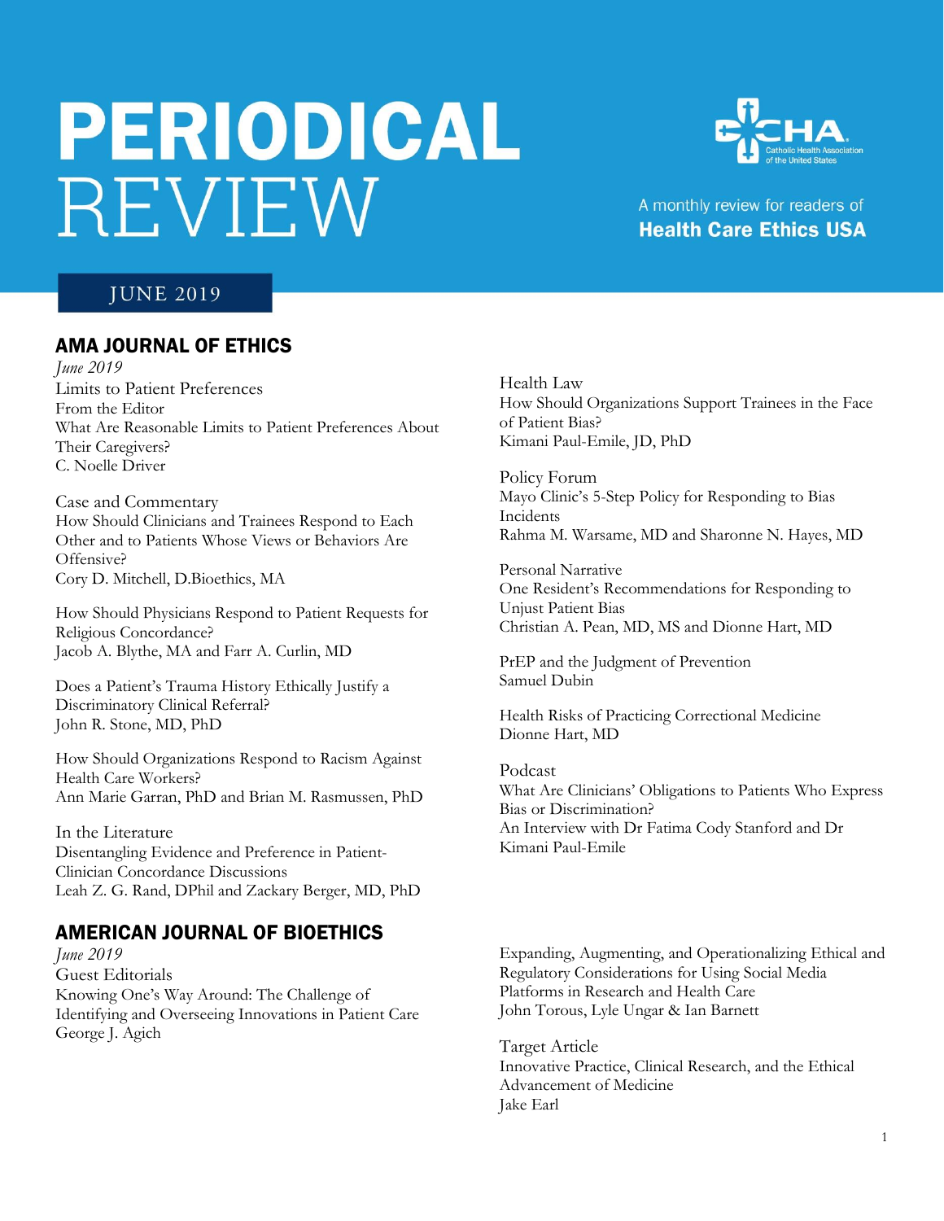# PERIODICAL REVIEW

A monthly review for readers of **Health Care Ethics USA**

JUNE 2019

## AMA JOURNAL OF ETHICS

*June 2019*

Limits to Patient Preferences

From the Editor
What Are Reasonable Limits to Patient Preferences About Their Caregivers?
C. Noelle Driver

Case and Commentary
How Should Clinicians and Trainees Respond to Each Other and to Patients Whose Views or Behaviors Are Offensive?
Cory D. Mitchell, D.Bioethics, MA

How Should Physicians Respond to Patient Requests for Religious Concordance?
Jacob A. Blythe, MA and Farr A. Curlin, MD

Does a Patient's Trauma History Ethically Justify a Discriminatory Clinical Referral?
John R. Stone, MD, PhD

How Should Organizations Respond to Racism Against Health Care Workers?
Ann Marie Garran, PhD and Brian M. Rasmussen, PhD

In the Literature
Disentangling Evidence and Preference in Patient-Clinician Concordance Discussions
Leah Z. G. Rand, DPhil and Zackary Berger, MD, PhD

Health Law
How Should Organizations Support Trainees in the Face of Patient Bias?
Kimani Paul-Emile, JD, PhD

Policy Forum
Mayo Clinic's 5-Step Policy for Responding to Bias Incidents
Rahma M. Warsame, MD and Sharonne N. Hayes, MD

Personal Narrative
One Resident's Recommendations for Responding to Unjust Patient Bias
Christian A. Pean, MD, MS and Dionne Hart, MD

PrEP and the Judgment of Prevention
Samuel Dubin

Health Risks of Practicing Correctional Medicine
Dionne Hart, MD

Podcast
What Are Clinicians' Obligations to Patients Who Express Bias or Discrimination?
An Interview with Dr Fatima Cody Stanford and Dr Kimani Paul-Emile

## AMERICAN JOURNAL OF BIOETHICS

*June 2019*

Guest Editorials
Knowing One's Way Around: The Challenge of Identifying and Overseeing Innovations in Patient Care
George J. Agich

Expanding, Augmenting, and Operationalizing Ethical and Regulatory Considerations for Using Social Media Platforms in Research and Health Care
John Torous, Lyle Ungar & Ian Barnett

Target Article
Innovative Practice, Clinical Research, and the Ethical Advancement of Medicine
Jake Earl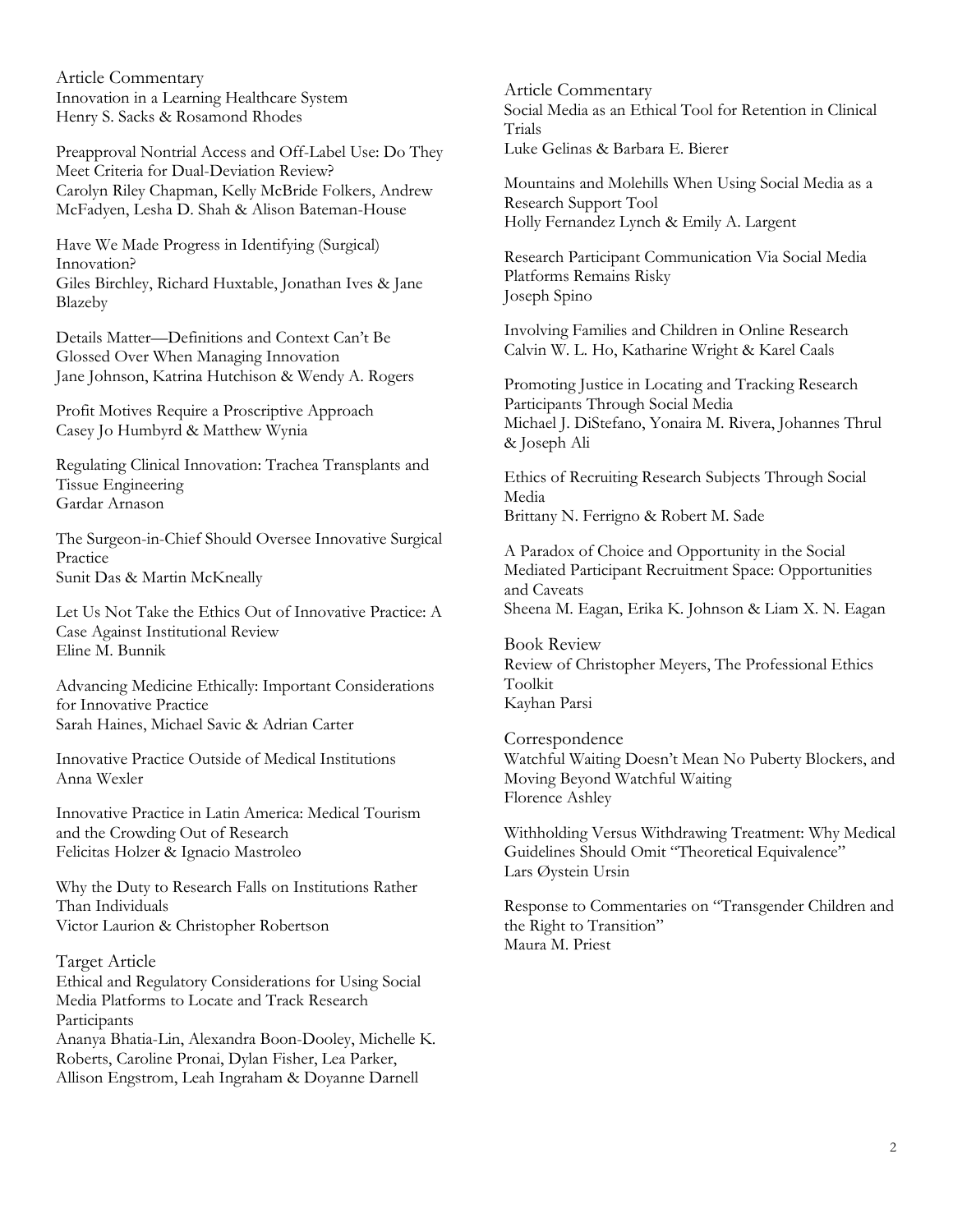### Article Commentary

Innovation in a Learning Healthcare System
Henry S. Sacks & Rosamond Rhodes

Preapproval Nontrial Access and Off-Label Use: Do They Meet Criteria for Dual-Deviation Review?
Carolyn Riley Chapman, Kelly McBride Folkers, Andrew McFadyen, Lesha D. Shah & Alison Bateman-House

Have We Made Progress in Identifying (Surgical) Innovation?
Giles Birchley, Richard Huxtable, Jonathan Ives & Jane Blazeby

Details Matter—Definitions and Context Can't Be Glossed Over When Managing Innovation
Jane Johnson, Katrina Hutchison & Wendy A. Rogers

Profit Motives Require a Proscriptive Approach
Casey Jo Humbyrd & Matthew Wynia

Regulating Clinical Innovation: Trachea Transplants and Tissue Engineering
Gardar Arnason

The Surgeon-in-Chief Should Oversee Innovative Surgical Practice
Sunit Das & Martin McKneally

Let Us Not Take the Ethics Out of Innovative Practice: A Case Against Institutional Review
Eline M. Bunnik

Advancing Medicine Ethically: Important Considerations for Innovative Practice
Sarah Haines, Michael Savic & Adrian Carter

Innovative Practice Outside of Medical Institutions
Anna Wexler

Innovative Practice in Latin America: Medical Tourism and the Crowding Out of Research
Felicitas Holzer & Ignacio Mastroleo

Why the Duty to Research Falls on Institutions Rather Than Individuals
Victor Laurion & Christopher Robertson

### Target Article

Ethical and Regulatory Considerations for Using Social Media Platforms to Locate and Track Research Participants
Ananya Bhatia-Lin, Alexandra Boon-Dooley, Michelle K. Roberts, Caroline Pronai, Dylan Fisher, Lea Parker, Allison Engstrom, Leah Ingraham & Doyanne Darnell

### Article Commentary

Social Media as an Ethical Tool for Retention in Clinical Trials
Luke Gelinas & Barbara E. Bierer

Mountains and Molehills When Using Social Media as a Research Support Tool
Holly Fernandez Lynch & Emily A. Largent

Research Participant Communication Via Social Media Platforms Remains Risky
Joseph Spino

Involving Families and Children in Online Research
Calvin W. L. Ho, Katharine Wright & Karel Caals

Promoting Justice in Locating and Tracking Research Participants Through Social Media
Michael J. DiStefano, Yonaira M. Rivera, Johannes Thrul & Joseph Ali

Ethics of Recruiting Research Subjects Through Social Media
Brittany N. Ferrigno & Robert M. Sade

A Paradox of Choice and Opportunity in the Social Mediated Participant Recruitment Space: Opportunities and Caveats
Sheena M. Eagan, Erika K. Johnson & Liam X. N. Eagan

### Book Review

Review of Christopher Meyers, The Professional Ethics Toolkit
Kayhan Parsi

### Correspondence

Watchful Waiting Doesn't Mean No Puberty Blockers, and Moving Beyond Watchful Waiting
Florence Ashley

Withholding Versus Withdrawing Treatment: Why Medical Guidelines Should Omit "Theoretical Equivalence"
Lars Øystein Ursin

Response to Commentaries on "Transgender Children and the Right to Transition"
Maura M. Priest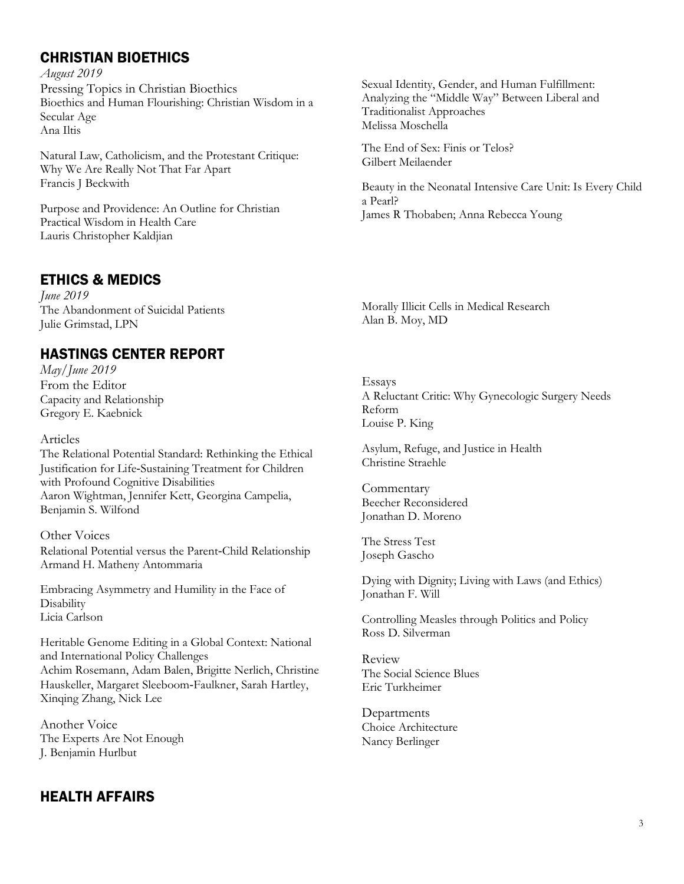## CHRISTIAN BIOETHICS

*August 2019*

Pressing Topics in Christian Bioethics

Bioethics and Human Flourishing: Christian Wisdom in a Secular Age
Ana Iltis

Natural Law, Catholicism, and the Protestant Critique: Why We Are Really Not That Far Apart
Francis J Beckwith

Purpose and Providence: An Outline for Christian Practical Wisdom in Health Care
Lauris Christopher Kaldjian

Sexual Identity, Gender, and Human Fulfillment: Analyzing the "Middle Way" Between Liberal and Traditionalist Approaches
Melissa Moschella

The End of Sex: Finis or Telos?
Gilbert Meilaender

Beauty in the Neonatal Intensive Care Unit: Is Every Child a Pearl?
James R Thobaben; Anna Rebecca Young

## ETHICS & MEDICS

*June 2019*

The Abandonment of Suicidal Patients
Julie Grimstad, LPN

Morally Illicit Cells in Medical Research
Alan B. Moy, MD

## HASTINGS CENTER REPORT

*May/June 2019*

From the Editor

Capacity and Relationship
Gregory E. Kaebnick

Articles

The Relational Potential Standard: Rethinking the Ethical Justification for Life-Sustaining Treatment for Children with Profound Cognitive Disabilities
Aaron Wightman, Jennifer Kett, Georgina Campelia, Benjamin S. Wilfond

Other Voices

Relational Potential versus the Parent-Child Relationship
Armand H. Matheny Antommaria

Embracing Asymmetry and Humility in the Face of Disability
Licia Carlson

Heritable Genome Editing in a Global Context: National and International Policy Challenges
Achim Rosemann, Adam Balen, Brigitte Nerlich, Christine Hauskeller, Margaret Sleeboom-Faulkner, Sarah Hartley, Xinqing Zhang, Nick Lee

Another Voice

The Experts Are Not Enough
J. Benjamin Hurlbut

Essays

A Reluctant Critic: Why Gynecologic Surgery Needs Reform
Louise P. King

Asylum, Refuge, and Justice in Health
Christine Straehle

Commentary

Beecher Reconsidered
Jonathan D. Moreno

The Stress Test
Joseph Gascho

Dying with Dignity; Living with Laws (and Ethics)
Jonathan F. Will

Controlling Measles through Politics and Policy
Ross D. Silverman

Review

The Social Science Blues
Eric Turkheimer

Departments

Choice Architecture
Nancy Berlinger

## HEALTH AFFAIRS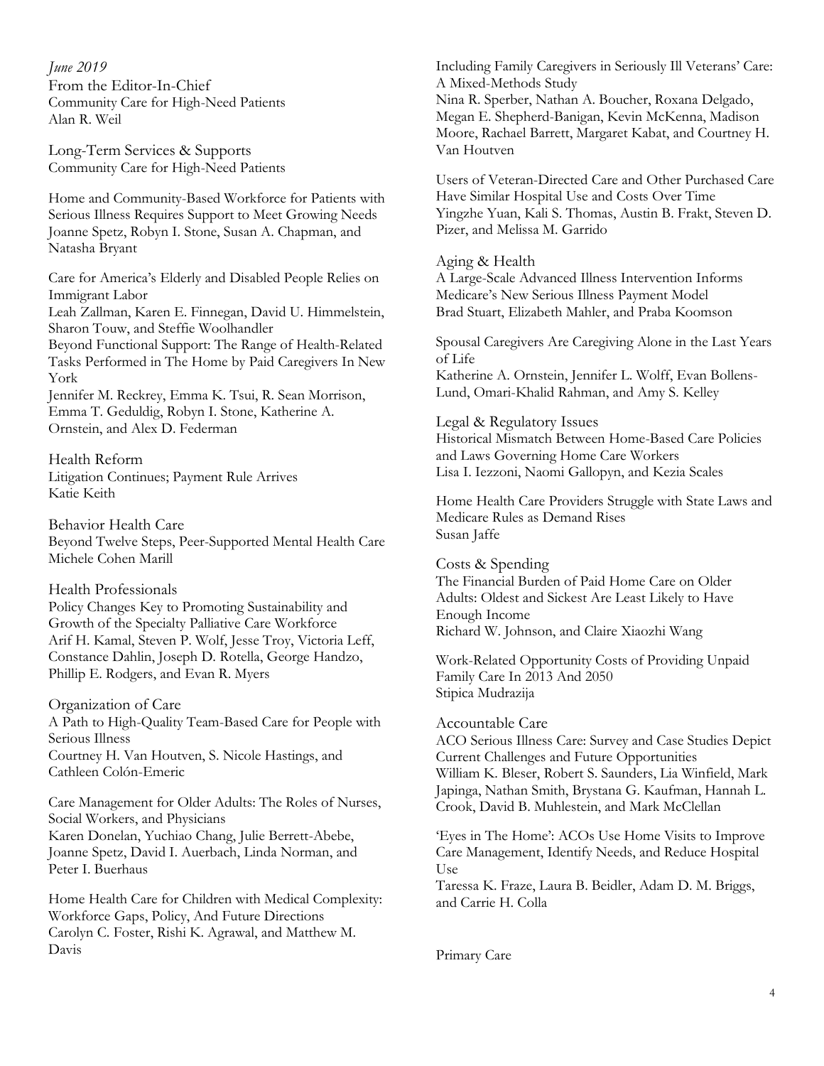*June 2019*

From the Editor-In-Chief
Community Care for High-Need Patients
Alan R. Weil

Long-Term Services & Supports
Community Care for High-Need Patients

Home and Community-Based Workforce for Patients with Serious Illness Requires Support to Meet Growing Needs
Joanne Spetz, Robyn I. Stone, Susan A. Chapman, and Natasha Bryant

Care for America's Elderly and Disabled People Relies on Immigrant Labor
Leah Zallman, Karen E. Finnegan, David U. Himmelstein, Sharon Touw, and Steffie Woolhandler

Beyond Functional Support: The Range of Health-Related Tasks Performed in The Home by Paid Caregivers In New York
Jennifer M. Reckrey, Emma K. Tsui, R. Sean Morrison, Emma T. Geduldig, Robyn I. Stone, Katherine A. Ornstein, and Alex D. Federman

Health Reform
Litigation Continues; Payment Rule Arrives
Katie Keith

Behavior Health Care
Beyond Twelve Steps, Peer-Supported Mental Health Care
Michele Cohen Marill

Health Professionals
Policy Changes Key to Promoting Sustainability and Growth of the Specialty Palliative Care Workforce
Arif H. Kamal, Steven P. Wolf, Jesse Troy, Victoria Leff, Constance Dahlin, Joseph D. Rotella, George Handzo, Phillip E. Rodgers, and Evan R. Myers

Organization of Care
A Path to High-Quality Team-Based Care for People with Serious Illness
Courtney H. Van Houtven, S. Nicole Hastings, and Cathleen Colón-Emeric

Care Management for Older Adults: The Roles of Nurses, Social Workers, and Physicians
Karen Donelan, Yuchiao Chang, Julie Berrett-Abebe, Joanne Spetz, David I. Auerbach, Linda Norman, and Peter I. Buerhaus

Home Health Care for Children with Medical Complexity: Workforce Gaps, Policy, And Future Directions
Carolyn C. Foster, Rishi K. Agrawal, and Matthew M. Davis

Including Family Caregivers in Seriously Ill Veterans' Care: A Mixed-Methods Study
Nina R. Sperber, Nathan A. Boucher, Roxana Delgado, Megan E. Shepherd-Banigan, Kevin McKenna, Madison Moore, Rachael Barrett, Margaret Kabat, and Courtney H. Van Houtven

Users of Veteran-Directed Care and Other Purchased Care Have Similar Hospital Use and Costs Over Time
Yingzhe Yuan, Kali S. Thomas, Austin B. Frakt, Steven D. Pizer, and Melissa M. Garrido

Aging & Health
A Large-Scale Advanced Illness Intervention Informs Medicare's New Serious Illness Payment Model
Brad Stuart, Elizabeth Mahler, and Praba Koomson

Spousal Caregivers Are Caregiving Alone in the Last Years of Life
Katherine A. Ornstein, Jennifer L. Wolff, Evan Bollens-Lund, Omari-Khalid Rahman, and Amy S. Kelley

Legal & Regulatory Issues
Historical Mismatch Between Home-Based Care Policies and Laws Governing Home Care Workers
Lisa I. Iezzoni, Naomi Gallopyn, and Kezia Scales

Home Health Care Providers Struggle with State Laws and Medicare Rules as Demand Rises
Susan Jaffe

Costs & Spending
The Financial Burden of Paid Home Care on Older Adults: Oldest and Sickest Are Least Likely to Have Enough Income
Richard W. Johnson, and Claire Xiaozhi Wang

Work-Related Opportunity Costs of Providing Unpaid Family Care In 2013 And 2050
Stipica Mudrazija

Accountable Care
ACO Serious Illness Care: Survey and Case Studies Depict Current Challenges and Future Opportunities
William K. Bleser, Robert S. Saunders, Lia Winfield, Mark Japinga, Nathan Smith, Brystana G. Kaufman, Hannah L. Crook, David B. Muhlestein, and Mark McClellan

'Eyes in The Home': ACOs Use Home Visits to Improve Care Management, Identify Needs, and Reduce Hospital Use
Taressa K. Fraze, Laura B. Beidler, Adam D. M. Briggs, and Carrie H. Colla

Primary Care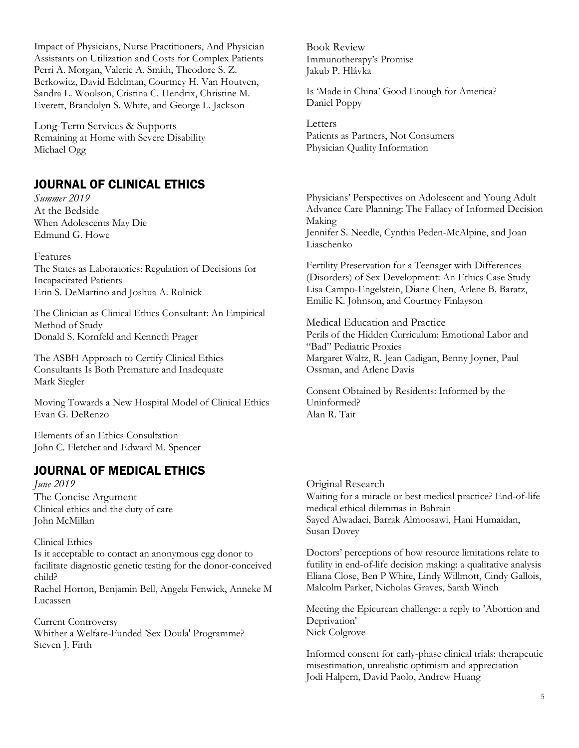Impact of Physicians, Nurse Practitioners, And Physician Assistants on Utilization and Costs for Complex Patients
Perri A. Morgan, Valerie A. Smith, Theodore S. Z. Berkowitz, David Edelman, Courtney H. Van Houtven, Sandra L. Woolson, Cristina C. Hendrix, Christine M. Everett, Brandolyn S. White, and George L. Jackson

Long-Term Services & Supports
Remaining at Home with Severe Disability
Michael Ogg

Book Review
Immunotherapy's Promise
Jakub P. Hlávka

Is 'Made in China' Good Enough for America?
Daniel Poppy

Letters
Patients as Partners, Not Consumers
Physician Quality Information

## JOURNAL OF CLINICAL ETHICS

*Summer 2019*

At the Bedside
When Adolescents May Die
Edmund G. Howe

Features
The States as Laboratories: Regulation of Decisions for Incapacitated Patients
Erin S. DeMartino and Joshua A. Rolnick

The Clinician as Clinical Ethics Consultant: An Empirical Method of Study
Donald S. Kornfeld and Kenneth Prager

The ASBH Approach to Certify Clinical Ethics Consultants Is Both Premature and Inadequate
Mark Siegler

Moving Towards a New Hospital Model of Clinical Ethics
Evan G. DeRenzo

Elements of an Ethics Consultation
John C. Fletcher and Edward M. Spencer

Physicians' Perspectives on Adolescent and Young Adult Advance Care Planning: The Fallacy of Informed Decision Making
Jennifer S. Needle, Cynthia Peden-McAlpine, and Joan Liaschenko

Fertility Preservation for a Teenager with Differences (Disorders) of Sex Development: An Ethics Case Study
Lisa Campo-Engelstein, Diane Chen, Arlene B. Baratz, Emilie K. Johnson, and Courtney Finlayson

Medical Education and Practice
Perils of the Hidden Curriculum: Emotional Labor and "Bad" Pediatric Proxies
Margaret Waltz, R. Jean Cadigan, Benny Joyner, Paul Ossman, and Arlene Davis

Consent Obtained by Residents: Informed by the Uninformed?
Alan R. Tait

## JOURNAL OF MEDICAL ETHICS

*June 2019*

The Concise Argument
Clinical ethics and the duty of care
John McMillan

Clinical Ethics
Is it acceptable to contact an anonymous egg donor to facilitate diagnostic genetic testing for the donor-conceived child?
Rachel Horton, Benjamin Bell, Angela Fenwick, Anneke M Lucassen

Current Controversy
Whither a Welfare-Funded 'Sex Doula' Programme?
Steven J. Firth

Original Research
Waiting for a miracle or best medical practice? End-of-life medical ethical dilemmas in Bahrain
Sayed Alwadaei, Barrak Almoosawi, Hani Humaidan, Susan Dovey

Doctors' perceptions of how resource limitations relate to futility in end-of-life decision making: a qualitative analysis
Eliana Close, Ben P White, Lindy Willmott, Cindy Gallois, Malcolm Parker, Nicholas Graves, Sarah Winch

Meeting the Epicurean challenge: a reply to 'Abortion and Deprivation'
Nick Colgrove

Informed consent for early-phase clinical trials: therapeutic misestimation, unrealistic optimism and appreciation
Jodi Halpern, David Paolo, Andrew Huang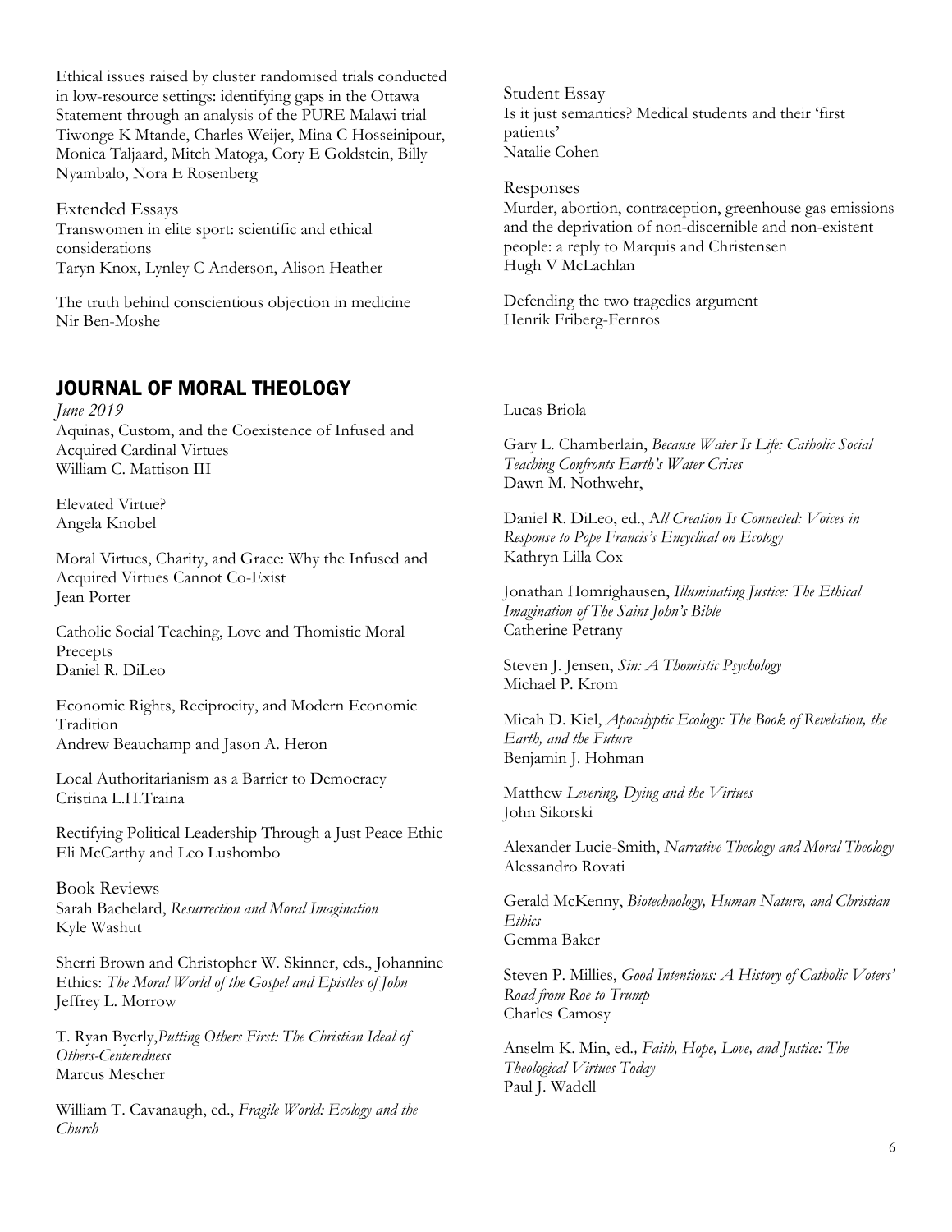Ethical issues raised by cluster randomised trials conducted in low-resource settings: identifying gaps in the Ottawa Statement through an analysis of the PURE Malawi trial
Tiwonge K Mtande, Charles Weijer, Mina C Hosseinipour, Monica Taljaard, Mitch Matoga, Cory E Goldstein, Billy Nyambalo, Nora E Rosenberg

Extended Essays
Transwomen in elite sport: scientific and ethical considerations
Taryn Knox, Lynley C Anderson, Alison Heather

The truth behind conscientious objection in medicine
Nir Ben-Moshe

Student Essay
Is it just semantics? Medical students and their 'first patients'
Natalie Cohen

Responses
Murder, abortion, contraception, greenhouse gas emissions and the deprivation of non-discernible and non-existent people: a reply to Marquis and Christensen
Hugh V McLachlan

Defending the two tragedies argument
Henrik Friberg-Fernros

## JOURNAL OF MORAL THEOLOGY

*June 2019*
Aquinas, Custom, and the Coexistence of Infused and Acquired Cardinal Virtues
William C. Mattison III

Elevated Virtue?
Angela Knobel

Moral Virtues, Charity, and Grace: Why the Infused and Acquired Virtues Cannot Co-Exist
Jean Porter

Catholic Social Teaching, Love and Thomistic Moral Precepts
Daniel R. DiLeo

Economic Rights, Reciprocity, and Modern Economic Tradition
Andrew Beauchamp and Jason A. Heron

Local Authoritarianism as a Barrier to Democracy
Cristina L.H.Traina

Rectifying Political Leadership Through a Just Peace Ethic
Eli McCarthy and Leo Lushombo

Book Reviews
Sarah Bachelard, *Resurrection and Moral Imagination*
Kyle Washut

Sherri Brown and Christopher W. Skinner, eds., Johannine Ethics: *The Moral World of the Gospel and Epistles of John*
Jeffrey L. Morrow

T. Ryan Byerly,*Putting Others First: The Christian Ideal of Others-Centeredness*
Marcus Mescher

William T. Cavanaugh, ed., *Fragile World: Ecology and the Church*
Lucas Briola

Gary L. Chamberlain, *Because Water Is Life: Catholic Social Teaching Confronts Earth's Water Crises*
Dawn M. Nothwehr,

Daniel R. DiLeo, ed., A*ll Creation Is Connected: Voices in Response to Pope Francis's Encyclical on Ecology*
Kathryn Lilla Cox

Jonathan Homrighausen, *Illuminating Justice: The Ethical Imagination of The Saint John's Bible*
Catherine Petrany

Steven J. Jensen, *Sin: A Thomistic Psychology*
Michael P. Krom

Micah D. Kiel, *Apocalyptic Ecology: The Book of Revelation, the Earth, and the Future*
Benjamin J. Hohman

Matthew *Levering, Dying and the Virtues*
John Sikorski

Alexander Lucie-Smith, *Narrative Theology and Moral Theology*
Alessandro Rovati

Gerald McKenny, *Biotechnology, Human Nature, and Christian Ethics*
Gemma Baker

Steven P. Millies, *Good Intentions: A History of Catholic Voters' Road from Roe to Trump*
Charles Camosy

Anselm K. Min, ed*., Faith, Hope, Love, and Justice: The Theological Virtues Today*
Paul J. Wadell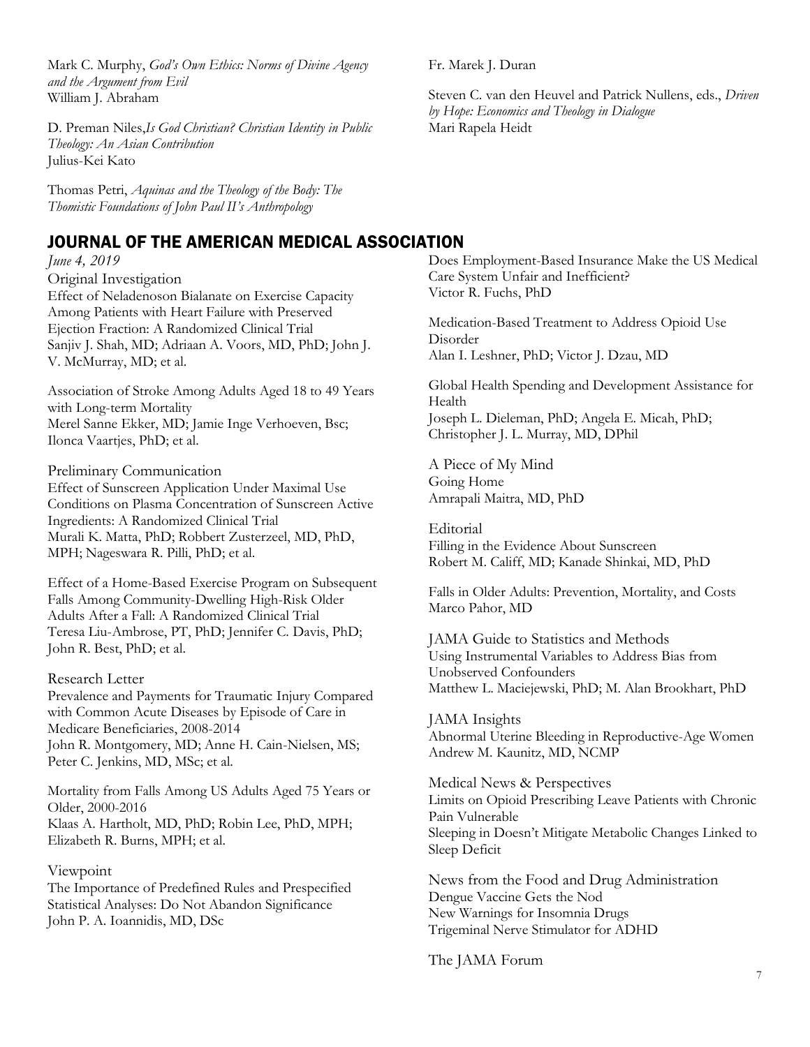Mark C. Murphy, *God's Own Ethics: Norms of Divine Agency and the Argument from Evil*
William J. Abraham

D. Preman Niles,*Is God Christian? Christian Identity in Public Theology: An Asian Contribution*
Julius-Kei Kato

Thomas Petri, *Aquinas and the Theology of the Body: The Thomistic Foundations of John Paul II's Anthropology*
Fr. Marek J. Duran

Steven C. van den Heuvel and Patrick Nullens, eds., *Driven by Hope: Economics and Theology in Dialogue*
Mari Rapela Heidt

## JOURNAL OF THE AMERICAN MEDICAL ASSOCIATION

*June 4, 2019*

Original Investigation

Effect of Neladenoson Bialanate on Exercise Capacity Among Patients with Heart Failure with Preserved Ejection Fraction: A Randomized Clinical Trial
Sanjiv J. Shah, MD; Adriaan A. Voors, MD, PhD; John J. V. McMurray, MD; et al.

Association of Stroke Among Adults Aged 18 to 49 Years with Long-term Mortality
Merel Sanne Ekker, MD; Jamie Inge Verhoeven, Bsc; Ilonca Vaartjes, PhD; et al.

Preliminary Communication

Effect of Sunscreen Application Under Maximal Use Conditions on Plasma Concentration of Sunscreen Active Ingredients: A Randomized Clinical Trial
Murali K. Matta, PhD; Robbert Zusterzeel, MD, PhD, MPH; Nageswara R. Pilli, PhD; et al.

Effect of a Home-Based Exercise Program on Subsequent Falls Among Community-Dwelling High-Risk Older Adults After a Fall: A Randomized Clinical Trial
Teresa Liu-Ambrose, PT, PhD; Jennifer C. Davis, PhD; John R. Best, PhD; et al.

Research Letter

Prevalence and Payments for Traumatic Injury Compared with Common Acute Diseases by Episode of Care in Medicare Beneficiaries, 2008-2014
John R. Montgomery, MD; Anne H. Cain-Nielsen, MS; Peter C. Jenkins, MD, MSc; et al.

Mortality from Falls Among US Adults Aged 75 Years or Older, 2000-2016
Klaas A. Hartholt, MD, PhD; Robin Lee, PhD, MPH; Elizabeth R. Burns, MPH; et al.

Viewpoint

The Importance of Predefined Rules and Prespecified Statistical Analyses: Do Not Abandon Significance
John P. A. Ioannidis, MD, DSc

Does Employment-Based Insurance Make the US Medical Care System Unfair and Inefficient?
Victor R. Fuchs, PhD

Medication-Based Treatment to Address Opioid Use Disorder
Alan I. Leshner, PhD; Victor J. Dzau, MD

Global Health Spending and Development Assistance for Health
Joseph L. Dieleman, PhD; Angela E. Micah, PhD; Christopher J. L. Murray, MD, DPhil

A Piece of My Mind

Going Home
Amrapali Maitra, MD, PhD

Editorial

Filling in the Evidence About Sunscreen
Robert M. Califf, MD; Kanade Shinkai, MD, PhD

Falls in Older Adults: Prevention, Mortality, and Costs
Marco Pahor, MD

JAMA Guide to Statistics and Methods

Using Instrumental Variables to Address Bias from Unobserved Confounders
Matthew L. Maciejewski, PhD; M. Alan Brookhart, PhD

JAMA Insights

Abnormal Uterine Bleeding in Reproductive-Age Women
Andrew M. Kaunitz, MD, NCMP

Medical News & Perspectives

Limits on Opioid Prescribing Leave Patients with Chronic Pain Vulnerable

Sleeping in Doesn't Mitigate Metabolic Changes Linked to Sleep Deficit

News from the Food and Drug Administration

Dengue Vaccine Gets the Nod

New Warnings for Insomnia Drugs

Trigeminal Nerve Stimulator for ADHD

The JAMA Forum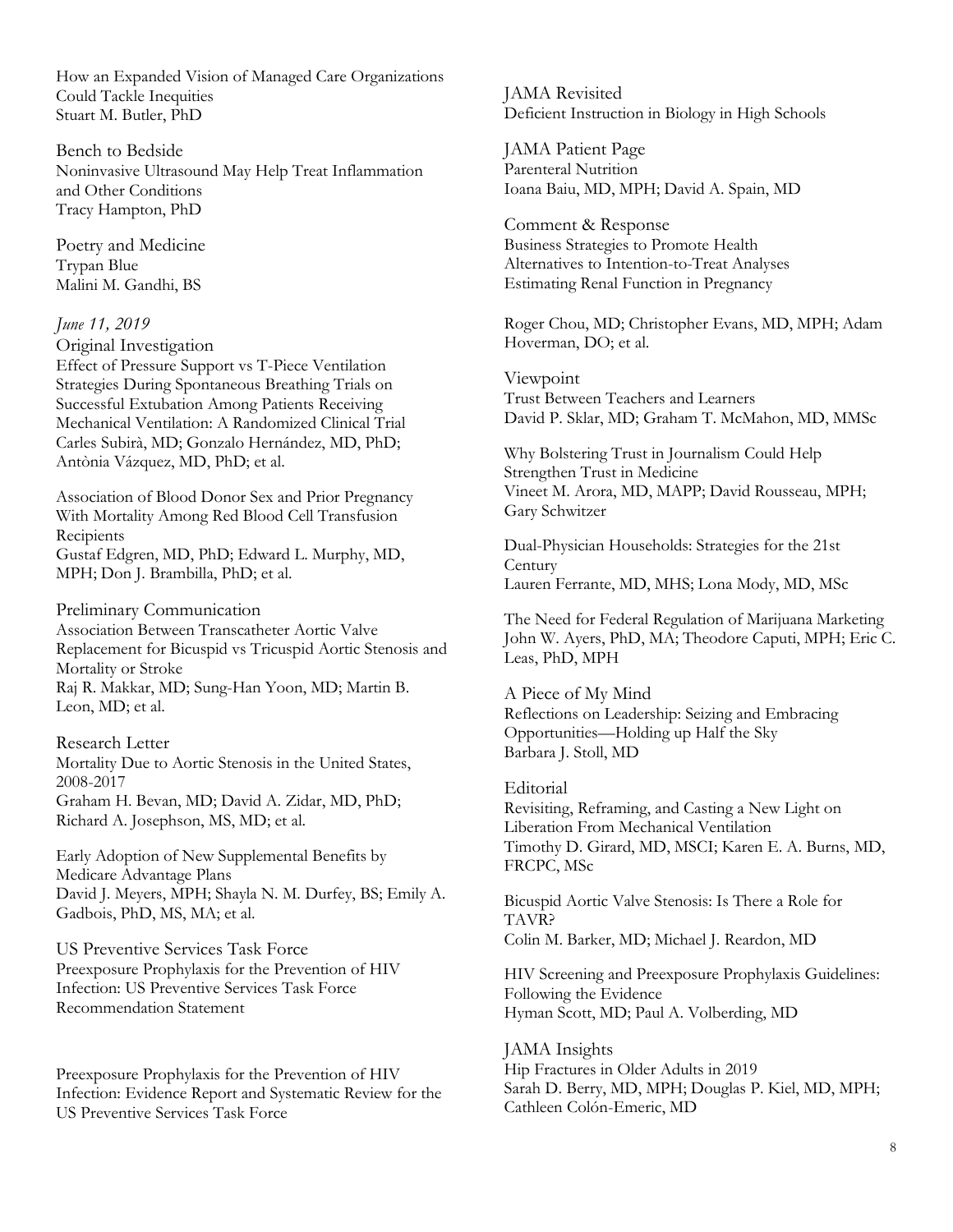How an Expanded Vision of Managed Care Organizations Could Tackle Inequities
Stuart M. Butler, PhD

Bench to Bedside
Noninvasive Ultrasound May Help Treat Inflammation and Other Conditions
Tracy Hampton, PhD

Poetry and Medicine
Trypan Blue
Malini M. Gandhi, BS

*June 11, 2019*

Original Investigation
Effect of Pressure Support vs T-Piece Ventilation Strategies During Spontaneous Breathing Trials on Successful Extubation Among Patients Receiving Mechanical Ventilation: A Randomized Clinical Trial
Carles Subirà, MD; Gonzalo Hernández, MD, PhD; Antònia Vázquez, MD, PhD; et al.

Association of Blood Donor Sex and Prior Pregnancy With Mortality Among Red Blood Cell Transfusion Recipients
Gustaf Edgren, MD, PhD; Edward L. Murphy, MD, MPH; Don J. Brambilla, PhD; et al.

Preliminary Communication
Association Between Transcatheter Aortic Valve Replacement for Bicuspid vs Tricuspid Aortic Stenosis and Mortality or Stroke
Raj R. Makkar, MD; Sung-Han Yoon, MD; Martin B. Leon, MD; et al.

Research Letter
Mortality Due to Aortic Stenosis in the United States, 2008-2017
Graham H. Bevan, MD; David A. Zidar, MD, PhD; Richard A. Josephson, MS, MD; et al.

Early Adoption of New Supplemental Benefits by Medicare Advantage Plans
David J. Meyers, MPH; Shayla N. M. Durfey, BS; Emily A. Gadbois, PhD, MS, MA; et al.

US Preventive Services Task Force
Preexposure Prophylaxis for the Prevention of HIV Infection: US Preventive Services Task Force Recommendation Statement

Preexposure Prophylaxis for the Prevention of HIV Infection: Evidence Report and Systematic Review for the US Preventive Services Task Force

Roger Chou, MD; Christopher Evans, MD, MPH; Adam Hoverman, DO; et al.

JAMA Revisited
Deficient Instruction in Biology in High Schools

JAMA Patient Page
Parenteral Nutrition
Ioana Baiu, MD, MPH; David A. Spain, MD

Comment & Response
Business Strategies to Promote Health
Alternatives to Intention-to-Treat Analyses
Estimating Renal Function in Pregnancy

Viewpoint
Trust Between Teachers and Learners
David P. Sklar, MD; Graham T. McMahon, MD, MMSc

Why Bolstering Trust in Journalism Could Help Strengthen Trust in Medicine
Vineet M. Arora, MD, MAPP; David Rousseau, MPH; Gary Schwitzer

Dual-Physician Households: Strategies for the 21st Century
Lauren Ferrante, MD, MHS; Lona Mody, MD, MSc

The Need for Federal Regulation of Marijuana Marketing
John W. Ayers, PhD, MA; Theodore Caputi, MPH; Eric C. Leas, PhD, MPH

A Piece of My Mind
Reflections on Leadership: Seizing and Embracing Opportunities—Holding up Half the Sky
Barbara J. Stoll, MD

Editorial
Revisiting, Reframing, and Casting a New Light on Liberation From Mechanical Ventilation
Timothy D. Girard, MD, MSCI; Karen E. A. Burns, MD, FRCPC, MSc

Bicuspid Aortic Valve Stenosis: Is There a Role for TAVR?
Colin M. Barker, MD; Michael J. Reardon, MD

HIV Screening and Preexposure Prophylaxis Guidelines: Following the Evidence
Hyman Scott, MD; Paul A. Volberding, MD

JAMA Insights
Hip Fractures in Older Adults in 2019
Sarah D. Berry, MD, MPH; Douglas P. Kiel, MD, MPH; Cathleen Colón-Emeric, MD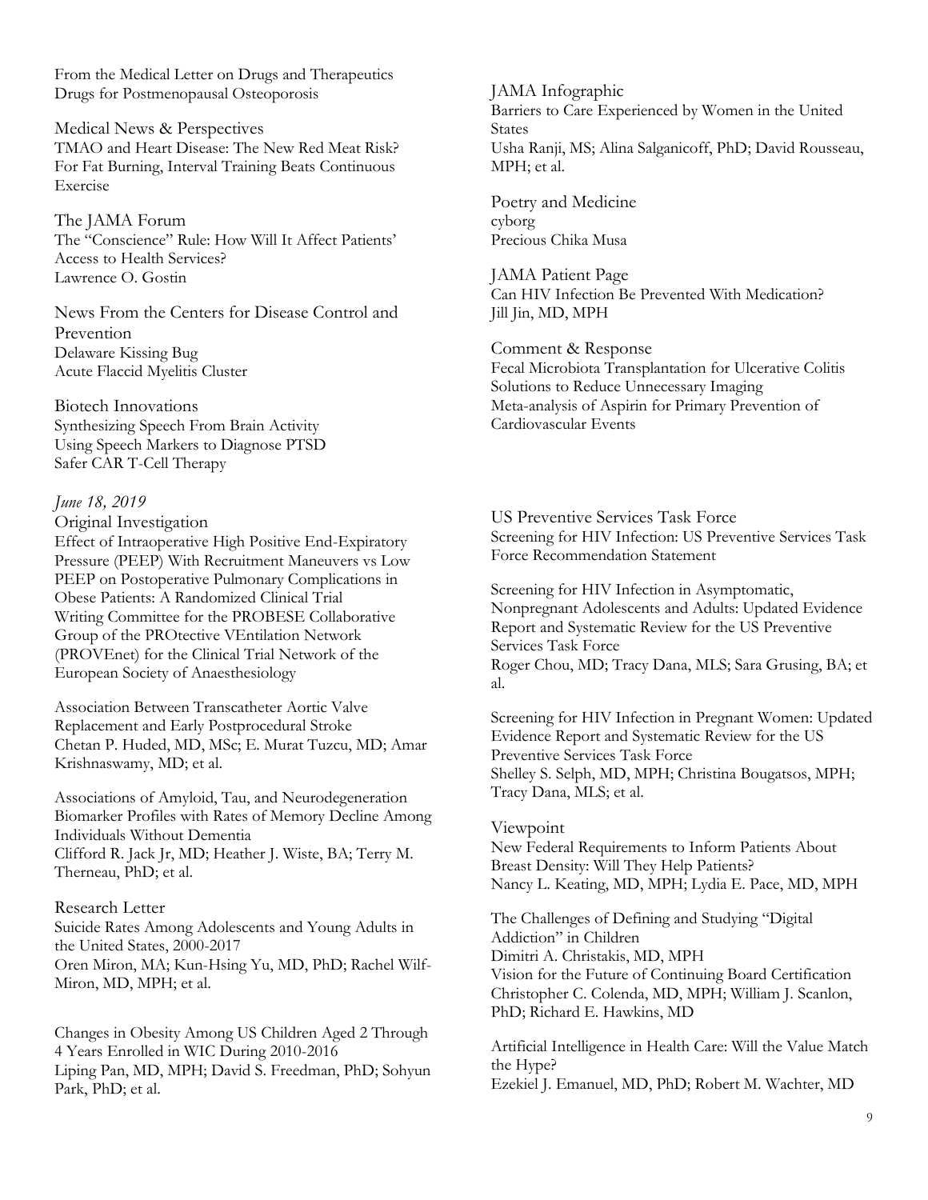From the Medical Letter on Drugs and Therapeutics
Drugs for Postmenopausal Osteoporosis

Medical News & Perspectives
TMAO and Heart Disease: The New Red Meat Risk?
For Fat Burning, Interval Training Beats Continuous Exercise

The JAMA Forum
The "Conscience" Rule: How Will It Affect Patients' Access to Health Services?
Lawrence O. Gostin

News From the Centers for Disease Control and Prevention
Delaware Kissing Bug
Acute Flaccid Myelitis Cluster

Biotech Innovations
Synthesizing Speech From Brain Activity
Using Speech Markers to Diagnose PTSD
Safer CAR T-Cell Therapy

JAMA Infographic
Barriers to Care Experienced by Women in the United States
Usha Ranji, MS; Alina Salganicoff, PhD; David Rousseau, MPH; et al.

Poetry and Medicine
cyborg
Precious Chika Musa

JAMA Patient Page
Can HIV Infection Be Prevented With Medication?
Jill Jin, MD, MPH

Comment & Response
Fecal Microbiota Transplantation for Ulcerative Colitis
Solutions to Reduce Unnecessary Imaging
Meta-analysis of Aspirin for Primary Prevention of Cardiovascular Events

*June 18, 2019*

Original Investigation
Effect of Intraoperative High Positive End-Expiratory Pressure (PEEP) With Recruitment Maneuvers vs Low PEEP on Postoperative Pulmonary Complications in Obese Patients: A Randomized Clinical Trial
Writing Committee for the PROBESE Collaborative Group of the PROtective VEntilation Network (PROVEnet) for the Clinical Trial Network of the European Society of Anaesthesiology

Association Between Transcatheter Aortic Valve Replacement and Early Postprocedural Stroke
Chetan P. Huded, MD, MSc; E. Murat Tuzcu, MD; Amar Krishnaswamy, MD; et al.

Associations of Amyloid, Tau, and Neurodegeneration Biomarker Profiles with Rates of Memory Decline Among Individuals Without Dementia
Clifford R. Jack Jr, MD; Heather J. Wiste, BA; Terry M. Therneau, PhD; et al.

Research Letter
Suicide Rates Among Adolescents and Young Adults in the United States, 2000-2017
Oren Miron, MA; Kun-Hsing Yu, MD, PhD; Rachel Wilf-Miron, MD, MPH; et al.

Changes in Obesity Among US Children Aged 2 Through 4 Years Enrolled in WIC During 2010-2016
Liping Pan, MD, MPH; David S. Freedman, PhD; Sohyun Park, PhD; et al.

US Preventive Services Task Force
Screening for HIV Infection: US Preventive Services Task Force Recommendation Statement

Screening for HIV Infection in Asymptomatic, Nonpregnant Adolescents and Adults: Updated Evidence Report and Systematic Review for the US Preventive Services Task Force
Roger Chou, MD; Tracy Dana, MLS; Sara Grusing, BA; et al.

Screening for HIV Infection in Pregnant Women: Updated Evidence Report and Systematic Review for the US Preventive Services Task Force
Shelley S. Selph, MD, MPH; Christina Bougatsos, MPH; Tracy Dana, MLS; et al.

Viewpoint
New Federal Requirements to Inform Patients About Breast Density: Will They Help Patients?
Nancy L. Keating, MD, MPH; Lydia E. Pace, MD, MPH

The Challenges of Defining and Studying "Digital Addiction" in Children
Dimitri A. Christakis, MD, MPH
Vision for the Future of Continuing Board Certification
Christopher C. Colenda, MD, MPH; William J. Scanlon, PhD; Richard E. Hawkins, MD

Artificial Intelligence in Health Care: Will the Value Match the Hype?
Ezekiel J. Emanuel, MD, PhD; Robert M. Wachter, MD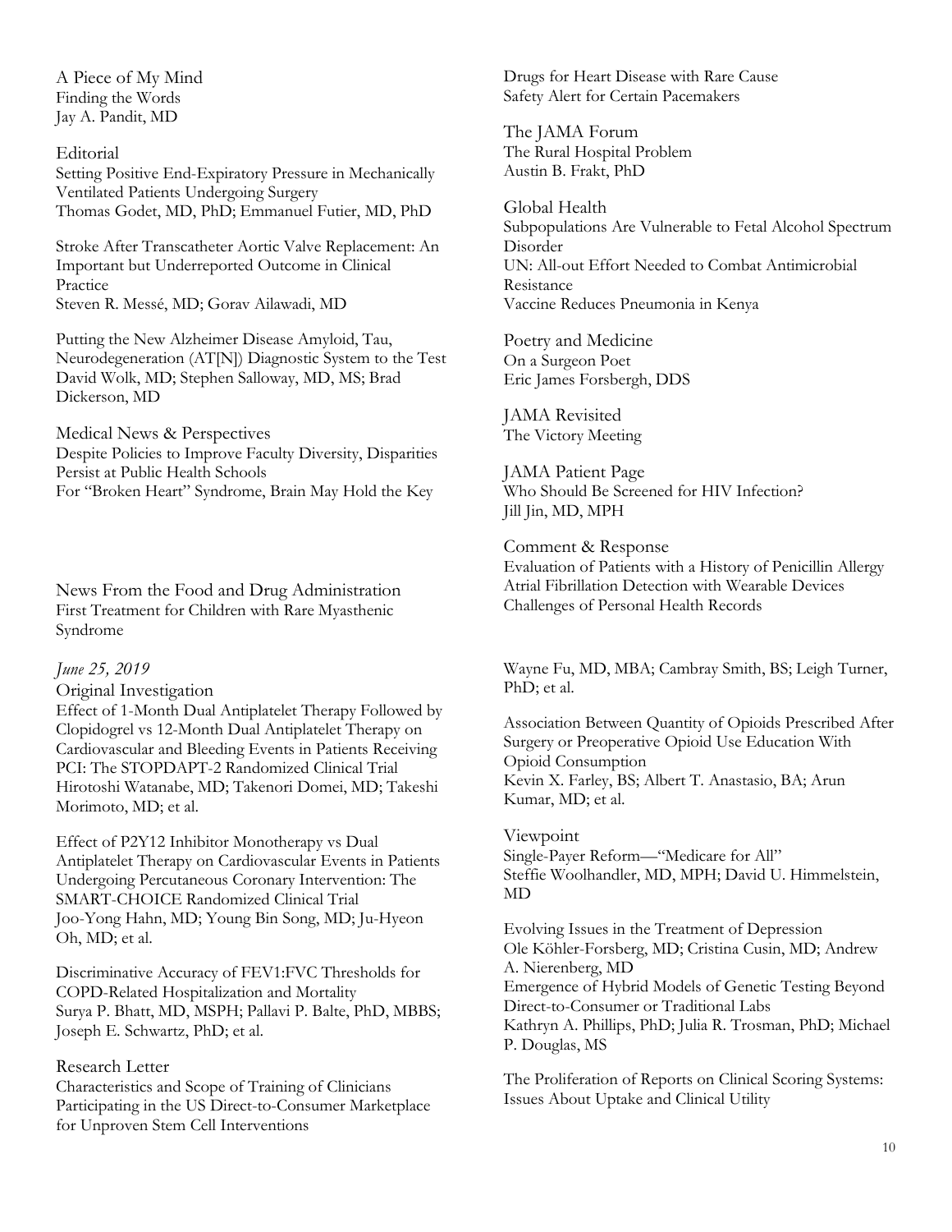A Piece of My Mind
Finding the Words
Jay A. Pandit, MD

Editorial
Setting Positive End-Expiratory Pressure in Mechanically Ventilated Patients Undergoing Surgery
Thomas Godet, MD, PhD; Emmanuel Futier, MD, PhD

Stroke After Transcatheter Aortic Valve Replacement: An Important but Underreported Outcome in Clinical Practice
Steven R. Messé, MD; Gorav Ailawadi, MD

Putting the New Alzheimer Disease Amyloid, Tau, Neurodegeneration (AT[N]) Diagnostic System to the Test
David Wolk, MD; Stephen Salloway, MD, MS; Brad Dickerson, MD

Medical News & Perspectives
Despite Policies to Improve Faculty Diversity, Disparities Persist at Public Health Schools
For "Broken Heart" Syndrome, Brain May Hold the Key

News From the Food and Drug Administration
First Treatment for Children with Rare Myasthenic Syndrome
Drugs for Heart Disease with Rare Cause
Safety Alert for Certain Pacemakers

The JAMA Forum
The Rural Hospital Problem
Austin B. Frakt, PhD

Global Health
Subpopulations Are Vulnerable to Fetal Alcohol Spectrum Disorder
UN: All-out Effort Needed to Combat Antimicrobial Resistance
Vaccine Reduces Pneumonia in Kenya

Poetry and Medicine
On a Surgeon Poet
Eric James Forsbergh, DDS

JAMA Revisited
The Victory Meeting

JAMA Patient Page
Who Should Be Screened for HIV Infection?
Jill Jin, MD, MPH

Comment & Response
Evaluation of Patients with a History of Penicillin Allergy
Atrial Fibrillation Detection with Wearable Devices
Challenges of Personal Health Records

*June 25, 2019*

Original Investigation
Effect of 1-Month Dual Antiplatelet Therapy Followed by Clopidogrel vs 12-Month Dual Antiplatelet Therapy on Cardiovascular and Bleeding Events in Patients Receiving PCI: The STOPDAPT-2 Randomized Clinical Trial
Hirotoshi Watanabe, MD; Takenori Domei, MD; Takeshi Morimoto, MD; et al.

Effect of P2Y12 Inhibitor Monotherapy vs Dual Antiplatelet Therapy on Cardiovascular Events in Patients Undergoing Percutaneous Coronary Intervention: The SMART-CHOICE Randomized Clinical Trial
Joo-Yong Hahn, MD; Young Bin Song, MD; Ju-Hyeon Oh, MD; et al.

Discriminative Accuracy of FEV1:FVC Thresholds for COPD-Related Hospitalization and Mortality
Surya P. Bhatt, MD, MSPH; Pallavi P. Balte, PhD, MBBS; Joseph E. Schwartz, PhD; et al.

Research Letter
Characteristics and Scope of Training of Clinicians Participating in the US Direct-to-Consumer Marketplace for Unproven Stem Cell Interventions
Wayne Fu, MD, MBA; Cambray Smith, BS; Leigh Turner, PhD; et al.

Association Between Quantity of Opioids Prescribed After Surgery or Preoperative Opioid Use Education With Opioid Consumption
Kevin X. Farley, BS; Albert T. Anastasio, BA; Arun Kumar, MD; et al.

Viewpoint
Single-Payer Reform—"Medicare for All"
Steffie Woolhandler, MD, MPH; David U. Himmelstein, MD

Evolving Issues in the Treatment of Depression
Ole Köhler-Forsberg, MD; Cristina Cusin, MD; Andrew A. Nierenberg, MD
Emergence of Hybrid Models of Genetic Testing Beyond Direct-to-Consumer or Traditional Labs
Kathryn A. Phillips, PhD; Julia R. Trosman, PhD; Michael P. Douglas, MS

The Proliferation of Reports on Clinical Scoring Systems: Issues About Uptake and Clinical Utility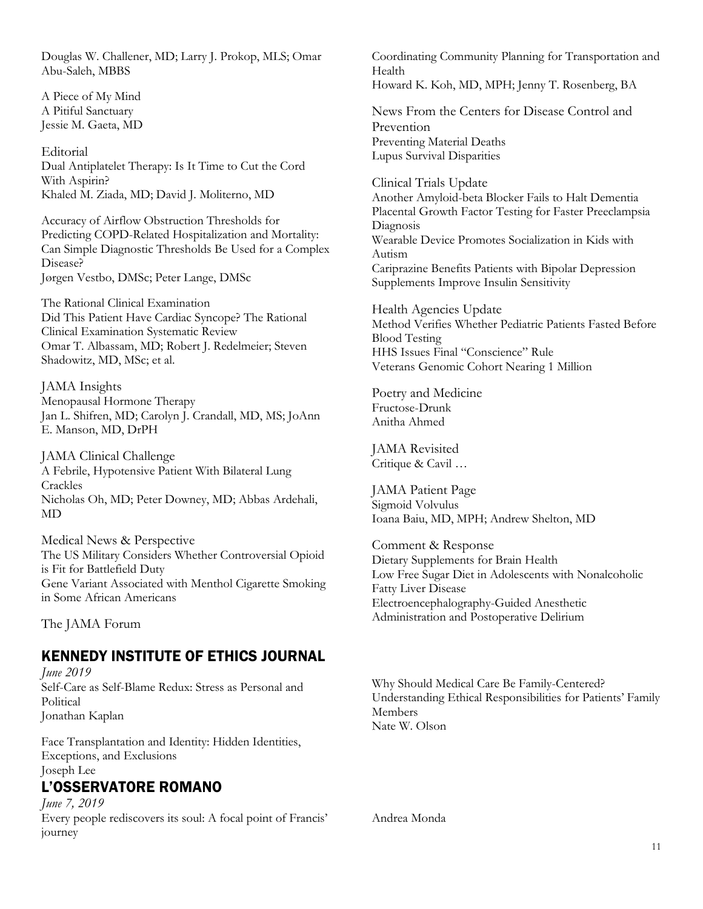Douglas W. Challener, MD; Larry J. Prokop, MLS; Omar Abu-Saleh, MBBS

A Piece of My Mind
A Pitiful Sanctuary
Jessie M. Gaeta, MD

Editorial
Dual Antiplatelet Therapy: Is It Time to Cut the Cord With Aspirin?
Khaled M. Ziada, MD; David J. Moliterno, MD

Accuracy of Airflow Obstruction Thresholds for Predicting COPD-Related Hospitalization and Mortality: Can Simple Diagnostic Thresholds Be Used for a Complex Disease?
Jørgen Vestbo, DMSc; Peter Lange, DMSc

The Rational Clinical Examination
Did This Patient Have Cardiac Syncope? The Rational Clinical Examination Systematic Review
Omar T. Albassam, MD; Robert J. Redelmeier; Steven Shadowitz, MD, MSc; et al.

JAMA Insights
Menopausal Hormone Therapy
Jan L. Shifren, MD; Carolyn J. Crandall, MD, MS; JoAnn E. Manson, MD, DrPH

JAMA Clinical Challenge
A Febrile, Hypotensive Patient With Bilateral Lung Crackles
Nicholas Oh, MD; Peter Downey, MD; Abbas Ardehali, MD

Medical News & Perspective
The US Military Considers Whether Controversial Opioid is Fit for Battlefield Duty
Gene Variant Associated with Menthol Cigarette Smoking in Some African Americans

The JAMA Forum

Coordinating Community Planning for Transportation and Health
Howard K. Koh, MD, MPH; Jenny T. Rosenberg, BA

News From the Centers for Disease Control and Prevention
Preventing Material Deaths
Lupus Survival Disparities

Clinical Trials Update
Another Amyloid-beta Blocker Fails to Halt Dementia
Placental Growth Factor Testing for Faster Preeclampsia Diagnosis
Wearable Device Promotes Socialization in Kids with Autism
Cariprazine Benefits Patients with Bipolar Depression
Supplements Improve Insulin Sensitivity

Health Agencies Update
Method Verifies Whether Pediatric Patients Fasted Before Blood Testing
HHS Issues Final "Conscience" Rule
Veterans Genomic Cohort Nearing 1 Million

Poetry and Medicine
Fructose-Drunk
Anitha Ahmed

JAMA Revisited
Critique & Cavil …

JAMA Patient Page
Sigmoid Volvulus
Ioana Baiu, MD, MPH; Andrew Shelton, MD

Comment & Response
Dietary Supplements for Brain Health
Low Free Sugar Diet in Adolescents with Nonalcoholic Fatty Liver Disease
Electroencephalography-Guided Anesthetic Administration and Postoperative Delirium

## KENNEDY INSTITUTE OF ETHICS JOURNAL

*June 2019*

Self-Care as Self-Blame Redux: Stress as Personal and Political
Jonathan Kaplan

Face Transplantation and Identity: Hidden Identities, Exceptions, and Exclusions
Joseph Lee

Why Should Medical Care Be Family-Centered? Understanding Ethical Responsibilities for Patients' Family Members
Nate W. Olson

## L'OSSERVATORE ROMANO

*June 7, 2019*

Every people rediscovers its soul: A focal point of Francis' journey
Andrea Monda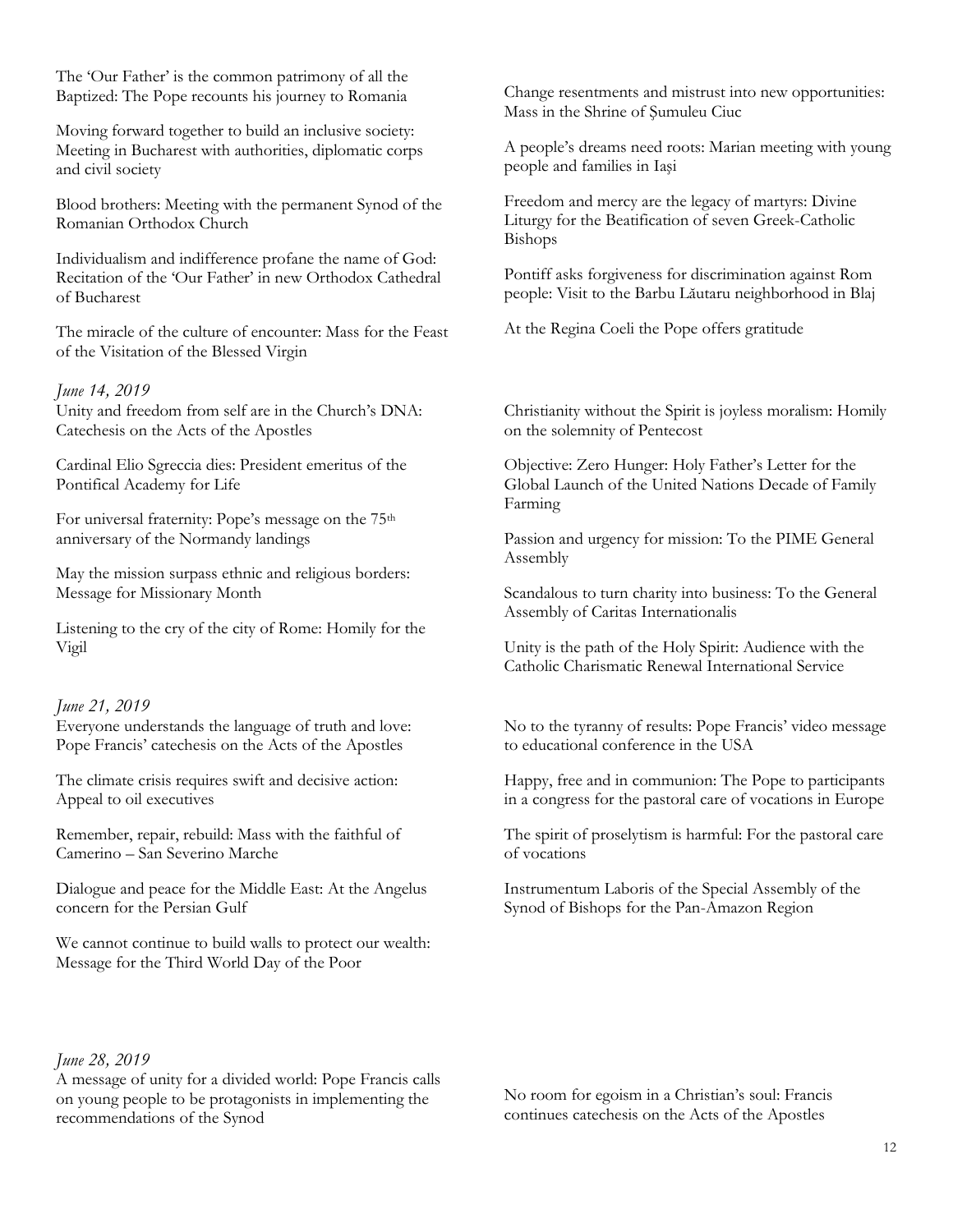The 'Our Father' is the common patrimony of all the Baptized: The Pope recounts his journey to Romania

Moving forward together to build an inclusive society: Meeting in Bucharest with authorities, diplomatic corps and civil society

Blood brothers: Meeting with the permanent Synod of the Romanian Orthodox Church

Individualism and indifference profane the name of God: Recitation of the 'Our Father' in new Orthodox Cathedral of Bucharest

The miracle of the culture of encounter: Mass for the Feast of the Visitation of the Blessed Virgin

Change resentments and mistrust into new opportunities: Mass in the Shrine of Şumuleu Ciuc

A people's dreams need roots: Marian meeting with young people and families in Iaşi

Freedom and mercy are the legacy of martyrs: Divine Liturgy for the Beatification of seven Greek-Catholic Bishops

Pontiff asks forgiveness for discrimination against Rom people: Visit to the Barbu Lăutaru neighborhood in Blaj

At the Regina Coeli the Pope offers gratitude

*June 14, 2019*

Unity and freedom from self are in the Church's DNA: Catechesis on the Acts of the Apostles

Cardinal Elio Sgreccia dies: President emeritus of the Pontifical Academy for Life

For universal fraternity: Pope's message on the 75th anniversary of the Normandy landings

May the mission surpass ethnic and religious borders: Message for Missionary Month

Listening to the cry of the city of Rome: Homily for the Vigil

Christianity without the Spirit is joyless moralism: Homily on the solemnity of Pentecost

Objective: Zero Hunger: Holy Father's Letter for the Global Launch of the United Nations Decade of Family Farming

Passion and urgency for mission: To the PIME General Assembly

Scandalous to turn charity into business: To the General Assembly of Caritas Internationalis

Unity is the path of the Holy Spirit: Audience with the Catholic Charismatic Renewal International Service

*June 21, 2019*

Everyone understands the language of truth and love: Pope Francis' catechesis on the Acts of the Apostles

The climate crisis requires swift and decisive action: Appeal to oil executives

Remember, repair, rebuild: Mass with the faithful of Camerino – San Severino Marche

Dialogue and peace for the Middle East: At the Angelus concern for the Persian Gulf

We cannot continue to build walls to protect our wealth: Message for the Third World Day of the Poor

No to the tyranny of results: Pope Francis' video message to educational conference in the USA

Happy, free and in communion: The Pope to participants in a congress for the pastoral care of vocations in Europe

The spirit of proselytism is harmful: For the pastoral care of vocations

Instrumentum Laboris of the Special Assembly of the Synod of Bishops for the Pan-Amazon Region

*June 28, 2019*

A message of unity for a divided world: Pope Francis calls on young people to be protagonists in implementing the recommendations of the Synod

No room for egoism in a Christian's soul: Francis continues catechesis on the Acts of the Apostles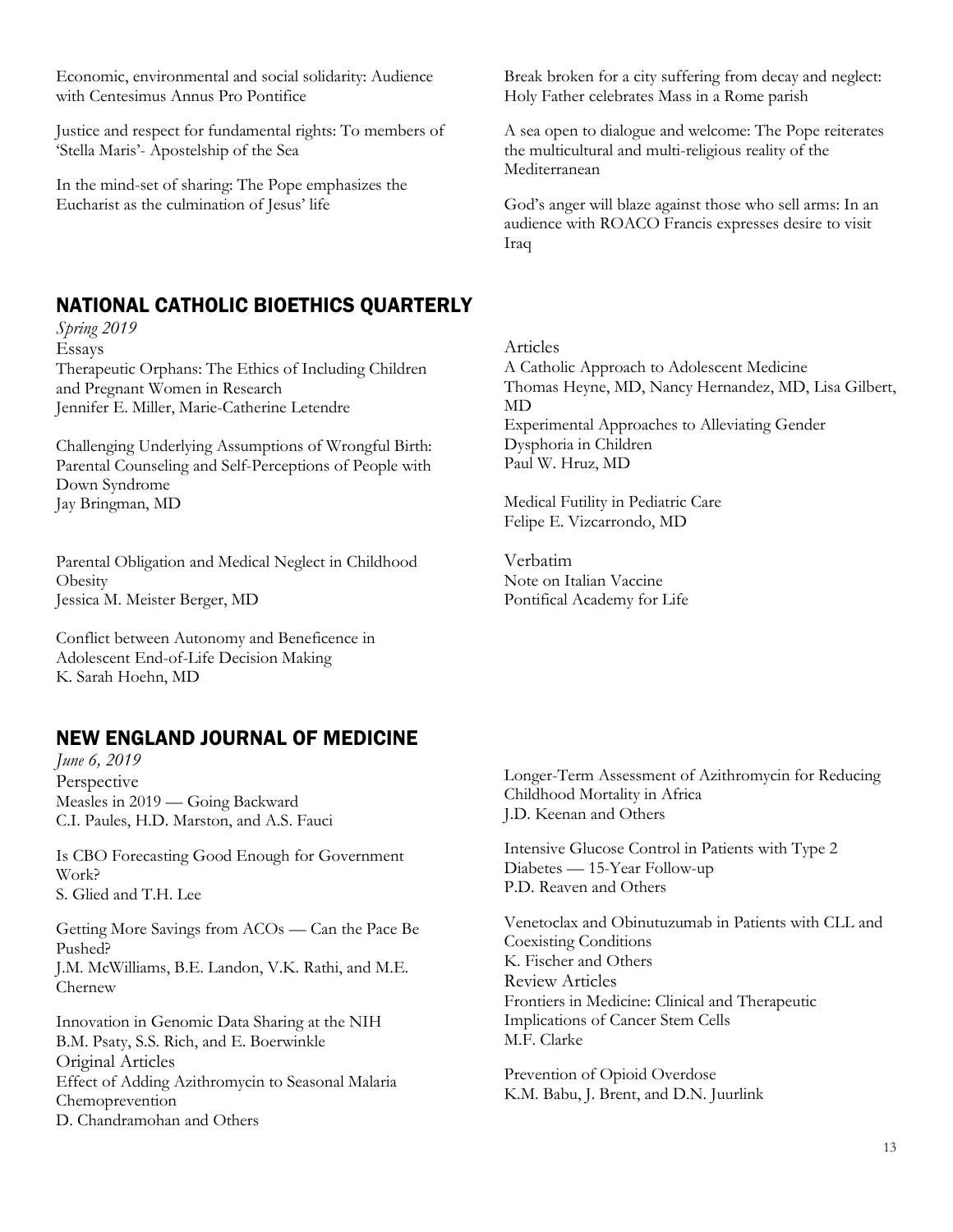Economic, environmental and social solidarity: Audience with Centesimus Annus Pro Pontifice

Justice and respect for fundamental rights: To members of 'Stella Maris'- Apostelship of the Sea

In the mind-set of sharing: The Pope emphasizes the Eucharist as the culmination of Jesus' life

Break broken for a city suffering from decay and neglect: Holy Father celebrates Mass in a Rome parish

A sea open to dialogue and welcome: The Pope reiterates the multicultural and multi-religious reality of the Mediterranean

God's anger will blaze against those who sell arms: In an audience with ROACO Francis expresses desire to visit Iraq

## NATIONAL CATHOLIC BIOETHICS QUARTERLY

*Spring 2019*

Essays

Therapeutic Orphans: The Ethics of Including Children and Pregnant Women in Research
Jennifer E. Miller, Marie-Catherine Letendre

Challenging Underlying Assumptions of Wrongful Birth: Parental Counseling and Self-Perceptions of People with Down Syndrome
Jay Bringman, MD

Parental Obligation and Medical Neglect in Childhood Obesity
Jessica M. Meister Berger, MD

Conflict between Autonomy and Beneficence in Adolescent End-of-Life Decision Making
K. Sarah Hoehn, MD

Articles

A Catholic Approach to Adolescent Medicine
Thomas Heyne, MD, Nancy Hernandez, MD, Lisa Gilbert, MD

Experimental Approaches to Alleviating Gender Dysphoria in Children
Paul W. Hruz, MD

Medical Futility in Pediatric Care
Felipe E. Vizcarrondo, MD

Verbatim

Note on Italian Vaccine
Pontifical Academy for Life

## NEW ENGLAND JOURNAL OF MEDICINE

*June 6, 2019*

Perspective

Measles in 2019 — Going Backward
C.I. Paules, H.D. Marston, and A.S. Fauci

Is CBO Forecasting Good Enough for Government Work?
S. Glied and T.H. Lee

Getting More Savings from ACOs — Can the Pace Be Pushed?
J.M. McWilliams, B.E. Landon, V.K. Rathi, and M.E. Chernew

Innovation in Genomic Data Sharing at the NIH
B.M. Psaty, S.S. Rich, and E. Boerwinkle

Original Articles

Effect of Adding Azithromycin to Seasonal Malaria Chemoprevention
D. Chandramohan and Others

Longer-Term Assessment of Azithromycin for Reducing Childhood Mortality in Africa
J.D. Keenan and Others

Intensive Glucose Control in Patients with Type 2 Diabetes — 15-Year Follow-up
P.D. Reaven and Others

Venetoclax and Obinutuzumab in Patients with CLL and Coexisting Conditions
K. Fischer and Others

Review Articles

Frontiers in Medicine: Clinical and Therapeutic Implications of Cancer Stem Cells
M.F. Clarke

Prevention of Opioid Overdose
K.M. Babu, J. Brent, and D.N. Juurlink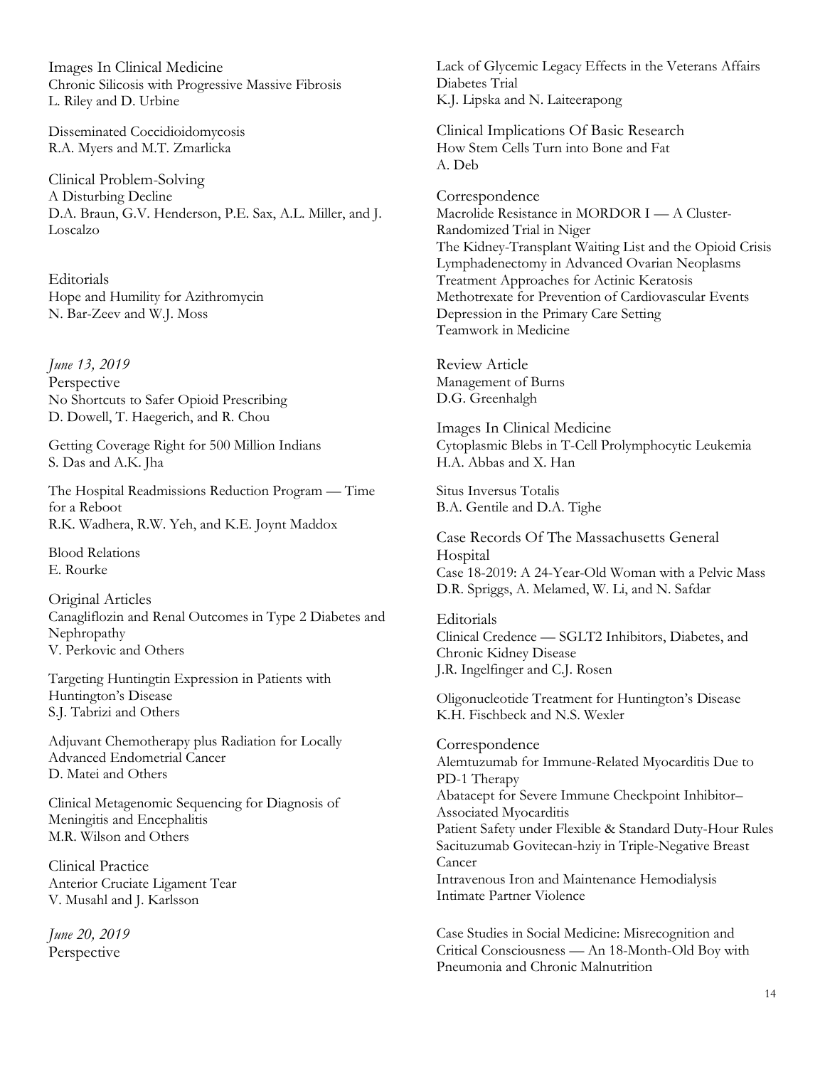Images In Clinical Medicine
Chronic Silicosis with Progressive Massive Fibrosis
L. Riley and D. Urbine

Disseminated Coccidioidomycosis
R.A. Myers and M.T. Zmarlicka

Clinical Problem-Solving
A Disturbing Decline
D.A. Braun, G.V. Henderson, P.E. Sax, A.L. Miller, and J. Loscalzo

Editorials
Hope and Humility for Azithromycin
N. Bar-Zeev and W.J. Moss

*June 13, 2019*
Perspective
No Shortcuts to Safer Opioid Prescribing
D. Dowell, T. Haegerich, and R. Chou

Getting Coverage Right for 500 Million Indians
S. Das and A.K. Jha

The Hospital Readmissions Reduction Program — Time for a Reboot
R.K. Wadhera, R.W. Yeh, and K.E. Joynt Maddox

Blood Relations
E. Rourke

Original Articles
Canagliflozin and Renal Outcomes in Type 2 Diabetes and Nephropathy
V. Perkovic and Others

Targeting Huntingtin Expression in Patients with Huntington's Disease
S.J. Tabrizi and Others

Adjuvant Chemotherapy plus Radiation for Locally Advanced Endometrial Cancer
D. Matei and Others

Clinical Metagenomic Sequencing for Diagnosis of Meningitis and Encephalitis
M.R. Wilson and Others

Clinical Practice
Anterior Cruciate Ligament Tear
V. Musahl and J. Karlsson

*June 20, 2019*
Perspective

Lack of Glycemic Legacy Effects in the Veterans Affairs Diabetes Trial
K.J. Lipska and N. Laiteerapong

Clinical Implications Of Basic Research
How Stem Cells Turn into Bone and Fat
A. Deb

Correspondence
Macrolide Resistance in MORDOR I — A Cluster-Randomized Trial in Niger
The Kidney-Transplant Waiting List and the Opioid Crisis
Lymphadenectomy in Advanced Ovarian Neoplasms
Treatment Approaches for Actinic Keratosis
Methotrexate for Prevention of Cardiovascular Events
Depression in the Primary Care Setting
Teamwork in Medicine

Review Article
Management of Burns
D.G. Greenhalgh

Images In Clinical Medicine
Cytoplasmic Blebs in T-Cell Prolymphocytic Leukemia
H.A. Abbas and X. Han

Situs Inversus Totalis
B.A. Gentile and D.A. Tighe

Case Records Of The Massachusetts General Hospital
Case 18-2019: A 24-Year-Old Woman with a Pelvic Mass
D.R. Spriggs, A. Melamed, W. Li, and N. Safdar

Editorials
Clinical Credence — SGLT2 Inhibitors, Diabetes, and Chronic Kidney Disease
J.R. Ingelfinger and C.J. Rosen

Oligonucleotide Treatment for Huntington's Disease
K.H. Fischbeck and N.S. Wexler

Correspondence
Alemtuzumab for Immune-Related Myocarditis Due to PD-1 Therapy
Abatacept for Severe Immune Checkpoint Inhibitor–Associated Myocarditis
Patient Safety under Flexible & Standard Duty-Hour Rules
Sacituzumab Govitecan-hziy in Triple-Negative Breast Cancer
Intravenous Iron and Maintenance Hemodialysis
Intimate Partner Violence

Case Studies in Social Medicine: Misrecognition and Critical Consciousness — An 18-Month-Old Boy with Pneumonia and Chronic Malnutrition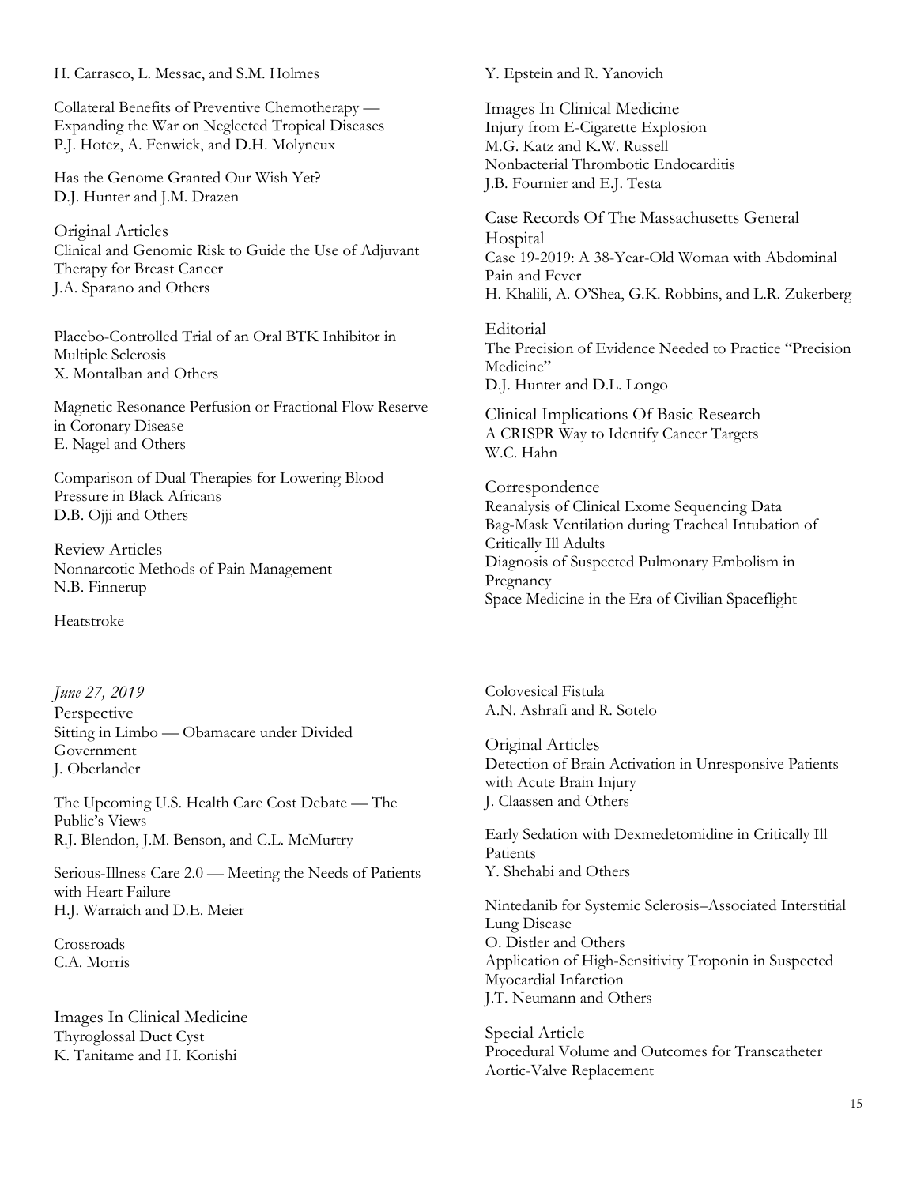H. Carrasco, L. Messac, and S.M. Holmes

Collateral Benefits of Preventive Chemotherapy — Expanding the War on Neglected Tropical Diseases
P.J. Hotez, A. Fenwick, and D.H. Molyneux

Has the Genome Granted Our Wish Yet?
D.J. Hunter and J.M. Drazen

Original Articles
Clinical and Genomic Risk to Guide the Use of Adjuvant Therapy for Breast Cancer
J.A. Sparano and Others

Placebo-Controlled Trial of an Oral BTK Inhibitor in Multiple Sclerosis
X. Montalban and Others

Magnetic Resonance Perfusion or Fractional Flow Reserve in Coronary Disease
E. Nagel and Others

Comparison of Dual Therapies for Lowering Blood Pressure in Black Africans
D.B. Ojji and Others

Review Articles
Nonnarcotic Methods of Pain Management
N.B. Finnerup

Heatstroke
Y. Epstein and R. Yanovich

Images In Clinical Medicine
Injury from E-Cigarette Explosion
M.G. Katz and K.W. Russell
Nonbacterial Thrombotic Endocarditis
J.B. Fournier and E.J. Testa

Case Records Of The Massachusetts General Hospital
Case 19-2019: A 38-Year-Old Woman with Abdominal Pain and Fever
H. Khalili, A. O'Shea, G.K. Robbins, and L.R. Zukerberg

Editorial
The Precision of Evidence Needed to Practice "Precision Medicine"
D.J. Hunter and D.L. Longo

Clinical Implications Of Basic Research
A CRISPR Way to Identify Cancer Targets
W.C. Hahn

Correspondence
Reanalysis of Clinical Exome Sequencing Data
Bag-Mask Ventilation during Tracheal Intubation of Critically Ill Adults
Diagnosis of Suspected Pulmonary Embolism in Pregnancy
Space Medicine in the Era of Civilian Spaceflight

*June 27, 2019*

Perspective
Sitting in Limbo — Obamacare under Divided Government
J. Oberlander

The Upcoming U.S. Health Care Cost Debate — The Public's Views
R.J. Blendon, J.M. Benson, and C.L. McMurtry

Serious-Illness Care 2.0 — Meeting the Needs of Patients with Heart Failure
H.J. Warraich and D.E. Meier

Crossroads
C.A. Morris

Images In Clinical Medicine
Thyroglossal Duct Cyst
K. Tanitame and H. Konishi

Colovesical Fistula
A.N. Ashrafi and R. Sotelo

Original Articles
Detection of Brain Activation in Unresponsive Patients with Acute Brain Injury
J. Claassen and Others

Early Sedation with Dexmedetomidine in Critically Ill Patients
Y. Shehabi and Others

Nintedanib for Systemic Sclerosis–Associated Interstitial Lung Disease
O. Distler and Others
Application of High-Sensitivity Troponin in Suspected Myocardial Infarction
J.T. Neumann and Others

Special Article
Procedural Volume and Outcomes for Transcatheter Aortic-Valve Replacement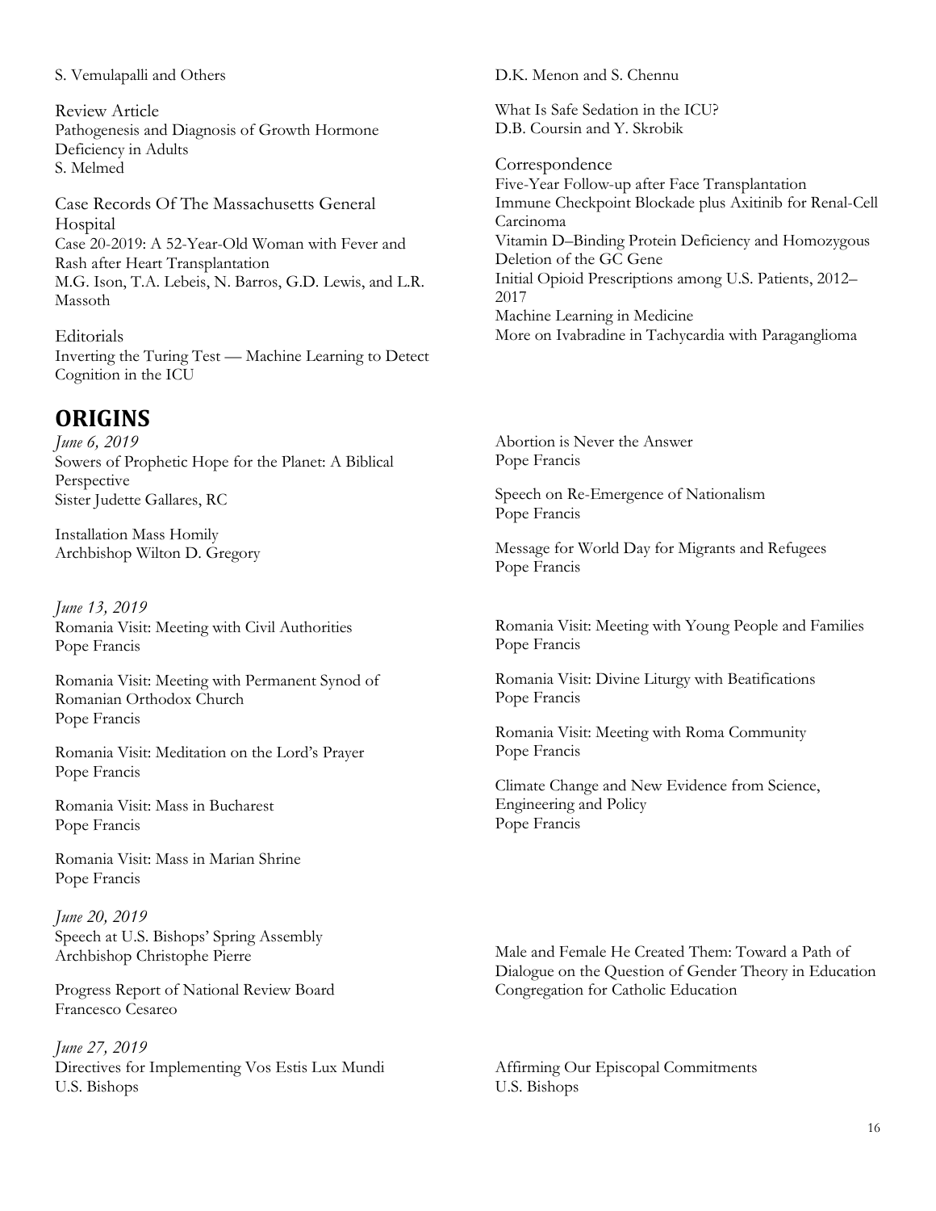S. Vemulapalli and Others

Review Article
Pathogenesis and Diagnosis of Growth Hormone Deficiency in Adults
S. Melmed

Case Records Of The Massachusetts General Hospital
Case 20-2019: A 52-Year-Old Woman with Fever and Rash after Heart Transplantation
M.G. Ison, T.A. Lebeis, N. Barros, G.D. Lewis, and L.R. Massoth

Editorials
Inverting the Turing Test — Machine Learning to Detect Cognition in the ICU
D.K. Menon and S. Chennu

What Is Safe Sedation in the ICU?
D.B. Coursin and Y. Skrobik

Correspondence
Five-Year Follow-up after Face Transplantation
Immune Checkpoint Blockade plus Axitinib for Renal-Cell Carcinoma
Vitamin D–Binding Protein Deficiency and Homozygous Deletion of the GC Gene
Initial Opioid Prescriptions among U.S. Patients, 2012–2017
Machine Learning in Medicine
More on Ivabradine in Tachycardia with Paraganglioma

## ORIGINS

*June 6, 2019*

Sowers of Prophetic Hope for the Planet: A Biblical Perspective
Sister Judette Gallares, RC

Installation Mass Homily
Archbishop Wilton D. Gregory

Abortion is Never the Answer
Pope Francis

Speech on Re-Emergence of Nationalism
Pope Francis

Message for World Day for Migrants and Refugees
Pope Francis

*June 13, 2019*

Romania Visit: Meeting with Civil Authorities
Pope Francis

Romania Visit: Meeting with Permanent Synod of Romanian Orthodox Church
Pope Francis

Romania Visit: Meditation on the Lord's Prayer
Pope Francis

Romania Visit: Mass in Bucharest
Pope Francis

Romania Visit: Mass in Marian Shrine
Pope Francis

Romania Visit: Meeting with Young People and Families
Pope Francis

Romania Visit: Divine Liturgy with Beatifications
Pope Francis

Romania Visit: Meeting with Roma Community
Pope Francis

Climate Change and New Evidence from Science, Engineering and Policy
Pope Francis

*June 20, 2019*

Speech at U.S. Bishops' Spring Assembly
Archbishop Christophe Pierre

Progress Report of National Review Board
Francesco Cesareo

Male and Female He Created Them: Toward a Path of Dialogue on the Question of Gender Theory in Education
Congregation for Catholic Education

*June 27, 2019*

Directives for Implementing Vos Estis Lux Mundi
U.S. Bishops

Affirming Our Episcopal Commitments
U.S. Bishops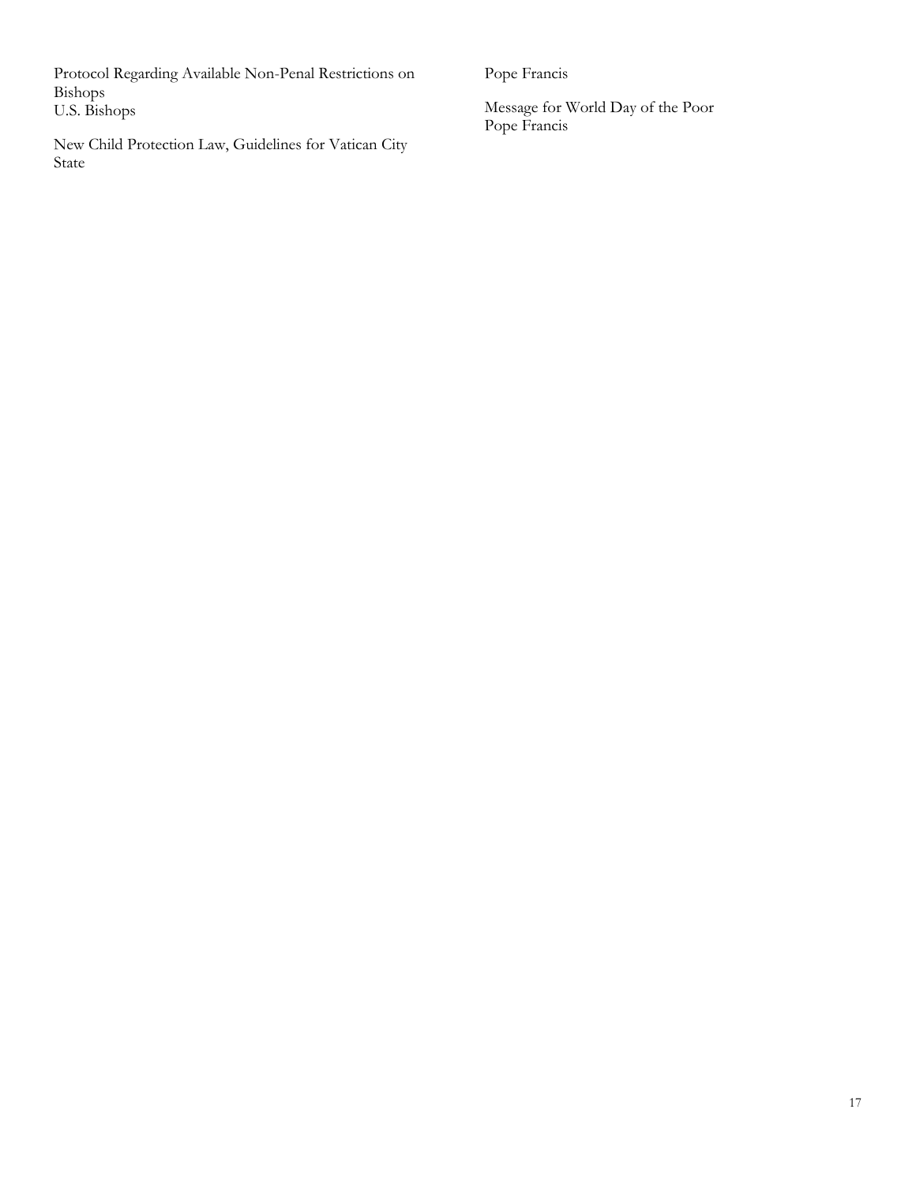Protocol Regarding Available Non-Penal Restrictions on Bishops
U.S. Bishops

New Child Protection Law, Guidelines for Vatican City State
Pope Francis

Message for World Day of the Poor
Pope Francis